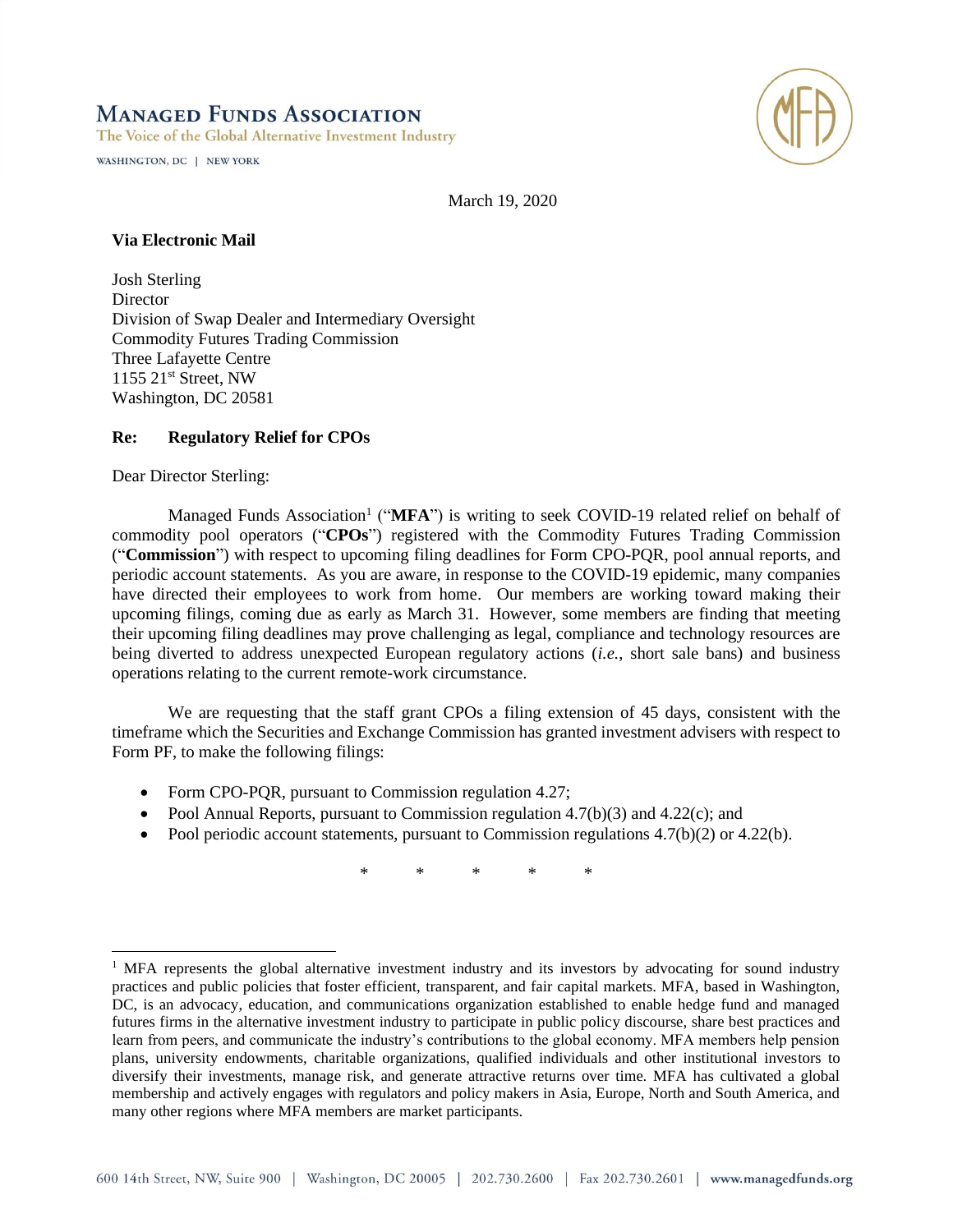# Managed Funds Association

The Voice of the Global Alternative Investment Industry

WASHINGTON, DC | NEW YORK

March 19, 2020

**Via Electronic Mail**

Josh Sterling
Director
Division of Swap Dealer and Intermediary Oversight
Commodity Futures Trading Commission
Three Lafayette Centre
1155 21st Street, NW
Washington, DC 20581

**Re: Regulatory Relief for CPOs**

Dear Director Sterling:

Managed Funds Association[1] ("**MFA**") is writing to seek COVID-19 related relief on behalf of commodity pool operators ("**CPOs**") registered with the Commodity Futures Trading Commission ("**Commission**") with respect to upcoming filing deadlines for Form CPO-PQR, pool annual reports, and periodic account statements. As you are aware, in response to the COVID-19 epidemic, many companies have directed their employees to work from home. Our members are working toward making their upcoming filings, coming due as early as March 31. However, some members are finding that meeting their upcoming filing deadlines may prove challenging as legal, compliance and technology resources are being diverted to address unexpected European regulatory actions (*i.e.*, short sale bans) and business operations relating to the current remote-work circumstance.

We are requesting that the staff grant CPOs a filing extension of 45 days, consistent with the timeframe which the Securities and Exchange Commission has granted investment advisers with respect to Form PF, to make the following filings:

- Form CPO-PQR, pursuant to Commission regulation 4.27;
- Pool Annual Reports, pursuant to Commission regulation 4.7(b)(3) and 4.22(c); and
- Pool periodic account statements, pursuant to Commission regulations 4.7(b)(2) or 4.22(b).

\* \* \* \* \*

[1] MFA represents the global alternative investment industry and its investors by advocating for sound industry practices and public policies that foster efficient, transparent, and fair capital markets. MFA, based in Washington, DC, is an advocacy, education, and communications organization established to enable hedge fund and managed futures firms in the alternative investment industry to participate in public policy discourse, share best practices and learn from peers, and communicate the industry's contributions to the global economy. MFA members help pension plans, university endowments, charitable organizations, qualified individuals and other institutional investors to diversify their investments, manage risk, and generate attractive returns over time. MFA has cultivated a global membership and actively engages with regulators and policy makers in Asia, Europe, North and South America, and many other regions where MFA members are market participants.

600 14th Street, NW, Suite 900 | Washington, DC 20005 | 202.730.2600 | Fax 202.730.2601 | www.managedfunds.org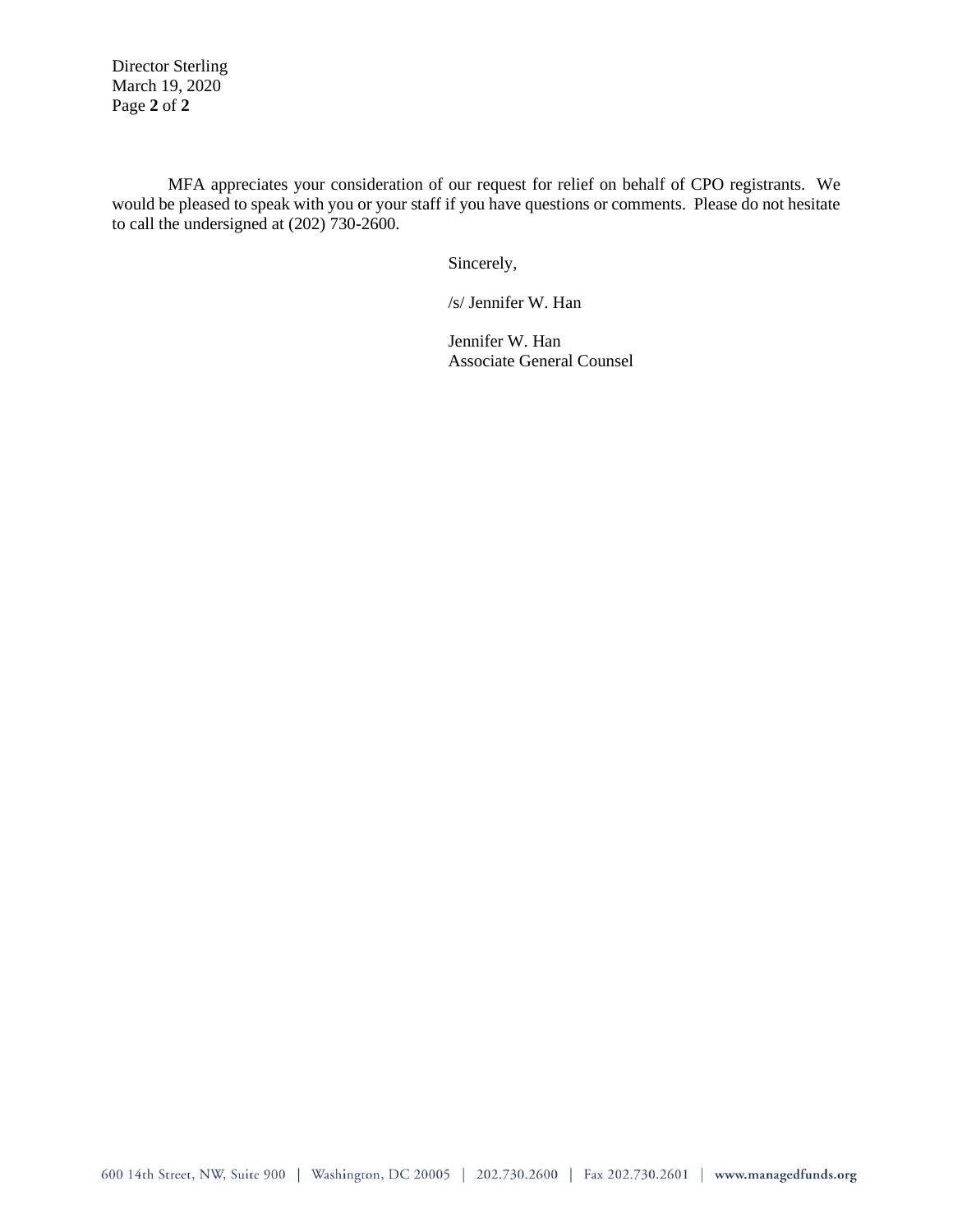MFA appreciates your consideration of our request for relief on behalf of CPO registrants. We would be pleased to speak with you or your staff if you have questions or comments. Please do not hesitate to call the undersigned at (202) 730-2600.

Sincerely,

/s/ Jennifer W. Han

Jennifer W. Han
Associate General Counsel